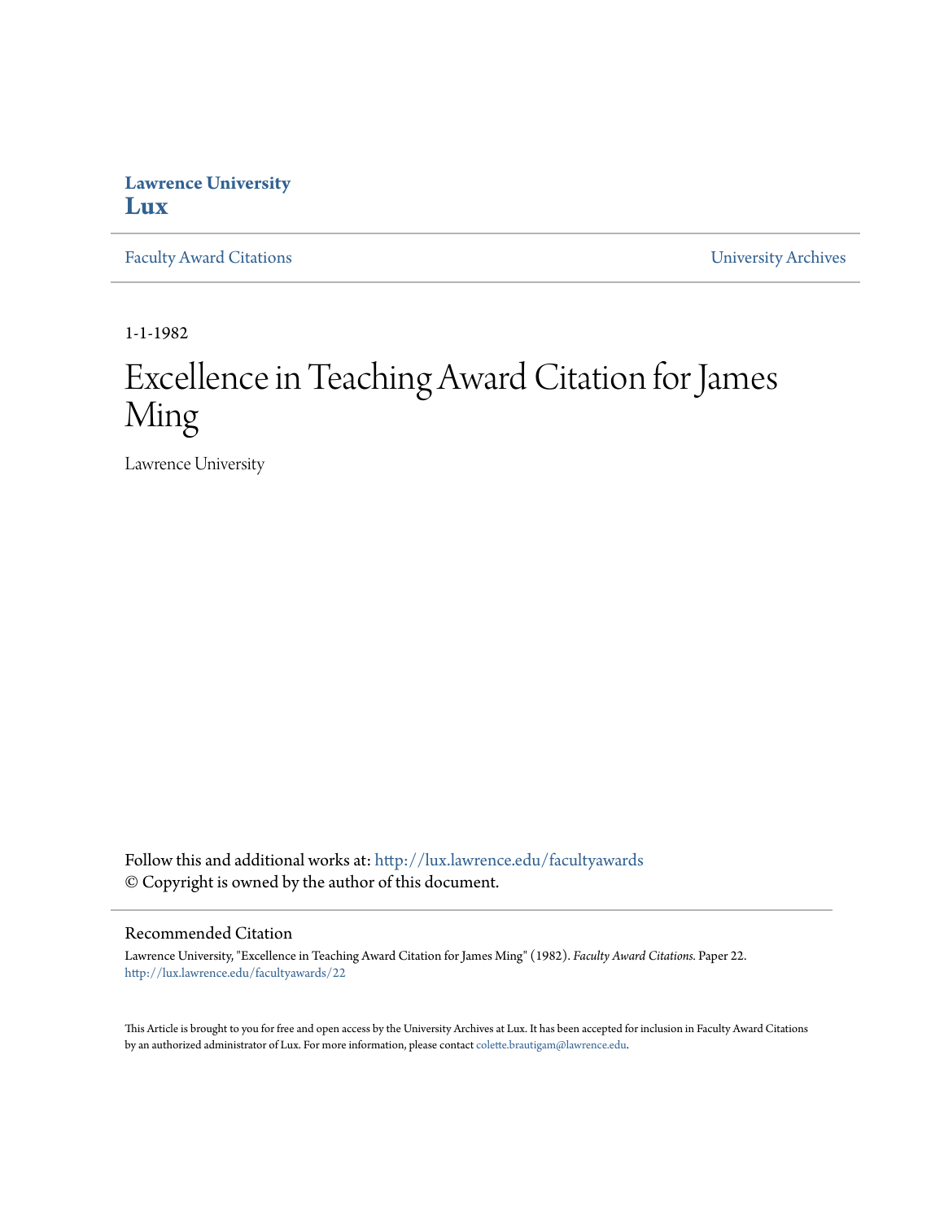**Lawrence University**
**Lux**

Faculty Award Citations | University Archives

1-1-1982

# Excellence in Teaching Award Citation for James Ming

Lawrence University

Follow this and additional works at: http://lux.lawrence.edu/facultyawards
© Copyright is owned by the author of this document.

## Recommended Citation

Lawrence University, "Excellence in Teaching Award Citation for James Ming" (1982). *Faculty Award Citations.* Paper 22.
http://lux.lawrence.edu/facultyawards/22

This Article is brought to you for free and open access by the University Archives at Lux. It has been accepted for inclusion in Faculty Award Citations by an authorized administrator of Lux. For more information, please contact colette.brautigam@lawrence.edu.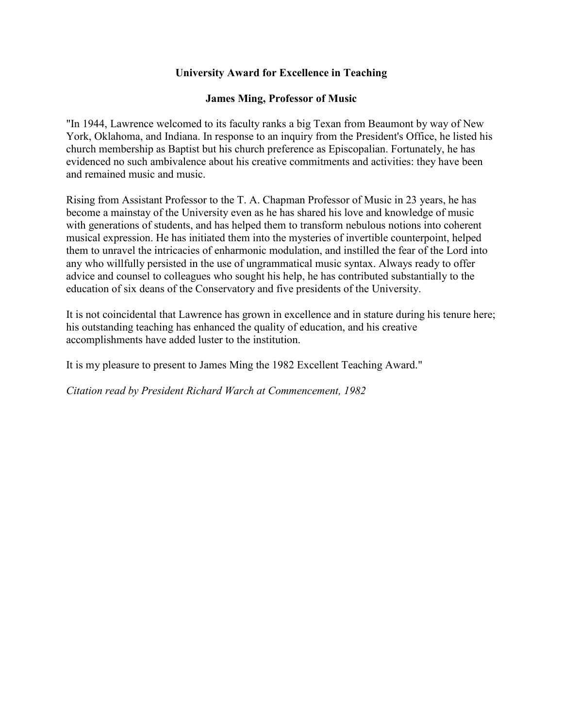**University Award for Excellence in Teaching**

**James Ming, Professor of Music**

"In 1944, Lawrence welcomed to its faculty ranks a big Texan from Beaumont by way of New York, Oklahoma, and Indiana. In response to an inquiry from the President's Office, he listed his church membership as Baptist but his church preference as Episcopalian. Fortunately, he has evidenced no such ambivalence about his creative commitments and activities: they have been and remained music and music.

Rising from Assistant Professor to the T. A. Chapman Professor of Music in 23 years, he has become a mainstay of the University even as he has shared his love and knowledge of music with generations of students, and has helped them to transform nebulous notions into coherent musical expression. He has initiated them into the mysteries of invertible counterpoint, helped them to unravel the intricacies of enharmonic modulation, and instilled the fear of the Lord into any who willfully persisted in the use of ungrammatical music syntax. Always ready to offer advice and counsel to colleagues who sought his help, he has contributed substantially to the education of six deans of the Conservatory and five presidents of the University.

It is not coincidental that Lawrence has grown in excellence and in stature during his tenure here; his outstanding teaching has enhanced the quality of education, and his creative accomplishments have added luster to the institution.

It is my pleasure to present to James Ming the 1982 Excellent Teaching Award."

*Citation read by President Richard Warch at Commencement, 1982*